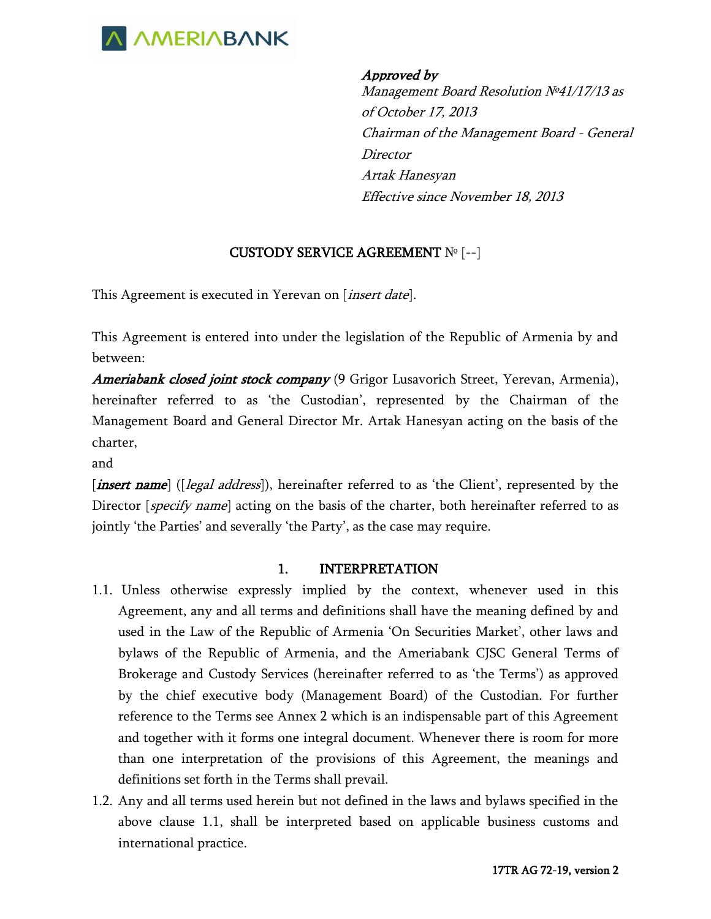*Approved by*
*Management Board Resolution №41/17/13 as of October 17, 2013*
*Chairman of the Management Board - General Director*
*Artak Hanesyan*
*Effective since November 18, 2013*

## CUSTODY SERVICE AGREEMENT № [--]

This Agreement is executed in Yerevan on [*insert date*].

This Agreement is entered into under the legislation of the Republic of Armenia by and between:

***Ameriabank closed joint stock company*** (9 Grigor Lusavorich Street, Yerevan, Armenia), hereinafter referred to as 'the Custodian', represented by the Chairman of the Management Board and General Director Mr. Artak Hanesyan acting on the basis of the charter,

and

[***insert name***] ([*legal address*]), hereinafter referred to as 'the Client', represented by the Director [*specify name*] acting on the basis of the charter, both hereinafter referred to as jointly 'the Parties' and severally 'the Party', as the case may require.

### 1. INTERPRETATION

1.1. Unless otherwise expressly implied by the context, whenever used in this Agreement, any and all terms and definitions shall have the meaning defined by and used in the Law of the Republic of Armenia 'On Securities Market', other laws and bylaws of the Republic of Armenia, and the Ameriabank CJSC General Terms of Brokerage and Custody Services (hereinafter referred to as 'the Terms') as approved by the chief executive body (Management Board) of the Custodian. For further reference to the Terms see Annex 2 which is an indispensable part of this Agreement and together with it forms one integral document. Whenever there is room for more than one interpretation of the provisions of this Agreement, the meanings and definitions set forth in the Terms shall prevail.

1.2. Any and all terms used herein but not defined in the laws and bylaws specified in the above clause 1.1, shall be interpreted based on applicable business customs and international practice.

17TR AG 72-19, version 2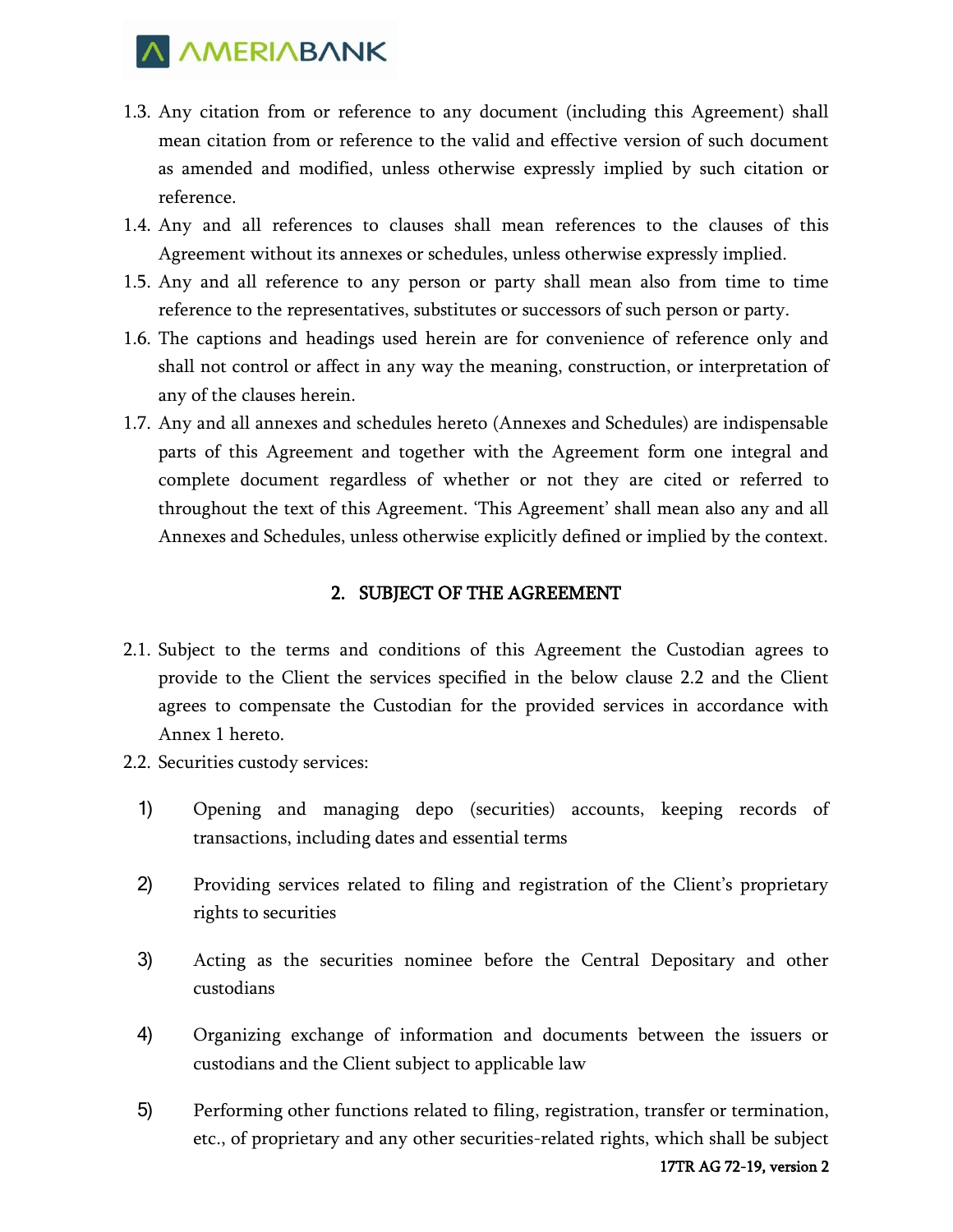1.3. Any citation from or reference to any document (including this Agreement) shall mean citation from or reference to the valid and effective version of such document as amended and modified, unless otherwise expressly implied by such citation or reference.

1.4. Any and all references to clauses shall mean references to the clauses of this Agreement without its annexes or schedules, unless otherwise expressly implied.

1.5. Any and all reference to any person or party shall mean also from time to time reference to the representatives, substitutes or successors of such person or party.

1.6. The captions and headings used herein are for convenience of reference only and shall not control or affect in any way the meaning, construction, or interpretation of any of the clauses herein.

1.7. Any and all annexes and schedules hereto (Annexes and Schedules) are indispensable parts of this Agreement and together with the Agreement form one integral and complete document regardless of whether or not they are cited or referred to throughout the text of this Agreement. 'This Agreement' shall mean also any and all Annexes and Schedules, unless otherwise explicitly defined or implied by the context.

## 2. SUBJECT OF THE AGREEMENT

2.1. Subject to the terms and conditions of this Agreement the Custodian agrees to provide to the Client the services specified in the below clause 2.2 and the Client agrees to compensate the Custodian for the provided services in accordance with Annex 1 hereto.

2.2. Securities custody services:

1) Opening and managing depo (securities) accounts, keeping records of transactions, including dates and essential terms

2) Providing services related to filing and registration of the Client's proprietary rights to securities

3) Acting as the securities nominee before the Central Depositary and other custodians

4) Organizing exchange of information and documents between the issuers or custodians and the Client subject to applicable law

5) Performing other functions related to filing, registration, transfer or termination, etc., of proprietary and any other securities-related rights, which shall be subject

17TR AG 72-19, version 2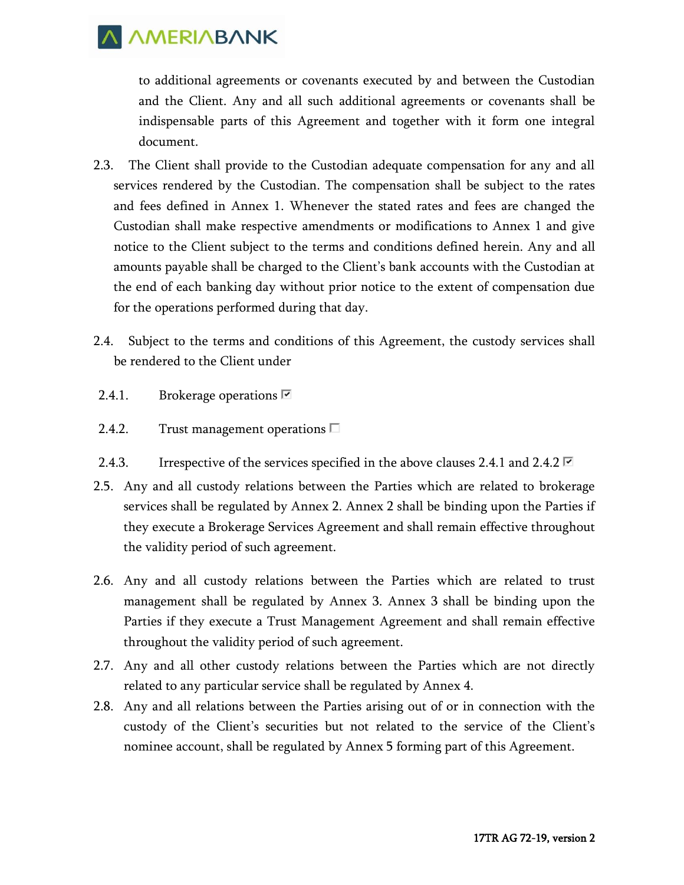to additional agreements or covenants executed by and between the Custodian and the Client. Any and all such additional agreements or covenants shall be indispensable parts of this Agreement and together with it form one integral document.

2.3. The Client shall provide to the Custodian adequate compensation for any and all services rendered by the Custodian. The compensation shall be subject to the rates and fees defined in Annex 1. Whenever the stated rates and fees are changed the Custodian shall make respective amendments or modifications to Annex 1 and give notice to the Client subject to the terms and conditions defined herein. Any and all amounts payable shall be charged to the Client's bank accounts with the Custodian at the end of each banking day without prior notice to the extent of compensation due for the operations performed during that day.

2.4. Subject to the terms and conditions of this Agreement, the custody services shall be rendered to the Client under

2.4.1. Brokerage operations ☑

2.4.2. Trust management operations ☐

2.4.3. Irrespective of the services specified in the above clauses 2.4.1 and 2.4.2 ☑

2.5. Any and all custody relations between the Parties which are related to brokerage services shall be regulated by Annex 2. Annex 2 shall be binding upon the Parties if they execute a Brokerage Services Agreement and shall remain effective throughout the validity period of such agreement.

2.6. Any and all custody relations between the Parties which are related to trust management shall be regulated by Annex 3. Annex 3 shall be binding upon the Parties if they execute a Trust Management Agreement and shall remain effective throughout the validity period of such agreement.

2.7. Any and all other custody relations between the Parties which are not directly related to any particular service shall be regulated by Annex 4.

2.8. Any and all relations between the Parties arising out of or in connection with the custody of the Client's securities but not related to the service of the Client's nominee account, shall be regulated by Annex 5 forming part of this Agreement.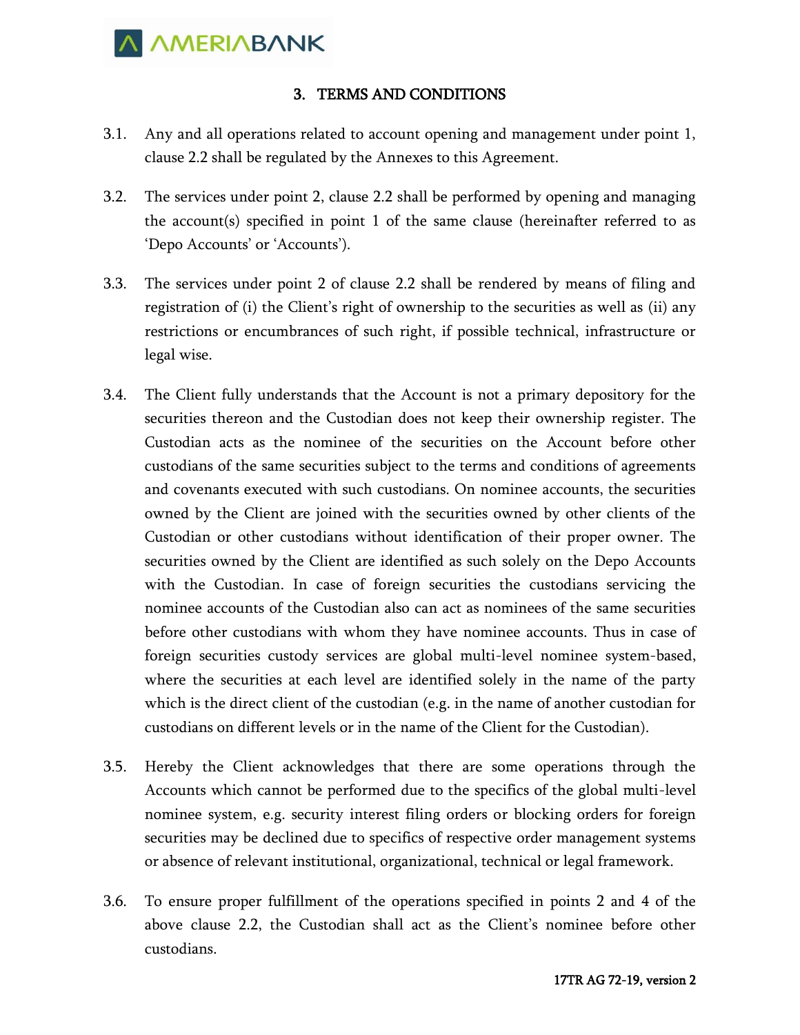## 3. TERMS AND CONDITIONS

3.1. Any and all operations related to account opening and management under point 1, clause 2.2 shall be regulated by the Annexes to this Agreement.

3.2. The services under point 2, clause 2.2 shall be performed by opening and managing the account(s) specified in point 1 of the same clause (hereinafter referred to as 'Depo Accounts' or 'Accounts').

3.3. The services under point 2 of clause 2.2 shall be rendered by means of filing and registration of (i) the Client's right of ownership to the securities as well as (ii) any restrictions or encumbrances of such right, if possible technical, infrastructure or legal wise.

3.4. The Client fully understands that the Account is not a primary depository for the securities thereon and the Custodian does not keep their ownership register. The Custodian acts as the nominee of the securities on the Account before other custodians of the same securities subject to the terms and conditions of agreements and covenants executed with such custodians. On nominee accounts, the securities owned by the Client are joined with the securities owned by other clients of the Custodian or other custodians without identification of their proper owner. The securities owned by the Client are identified as such solely on the Depo Accounts with the Custodian. In case of foreign securities the custodians servicing the nominee accounts of the Custodian also can act as nominees of the same securities before other custodians with whom they have nominee accounts. Thus in case of foreign securities custody services are global multi-level nominee system-based, where the securities at each level are identified solely in the name of the party which is the direct client of the custodian (e.g. in the name of another custodian for custodians on different levels or in the name of the Client for the Custodian).

3.5. Hereby the Client acknowledges that there are some operations through the Accounts which cannot be performed due to the specifics of the global multi-level nominee system, e.g. security interest filing orders or blocking orders for foreign securities may be declined due to specifics of respective order management systems or absence of relevant institutional, organizational, technical or legal framework.

3.6. To ensure proper fulfillment of the operations specified in points 2 and 4 of the above clause 2.2, the Custodian shall act as the Client's nominee before other custodians.

17TR AG 72-19, version 2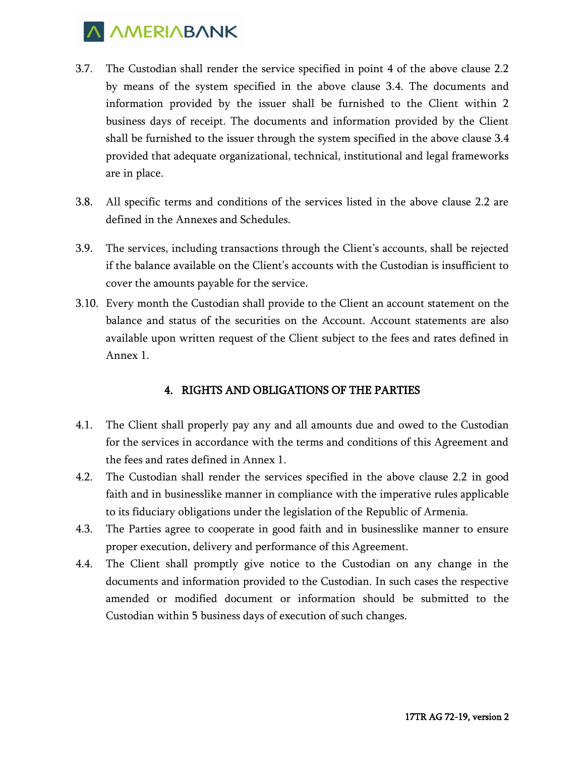3.7. The Custodian shall render the service specified in point 4 of the above clause 2.2 by means of the system specified in the above clause 3.4. The documents and information provided by the issuer shall be furnished to the Client within 2 business days of receipt. The documents and information provided by the Client shall be furnished to the issuer through the system specified in the above clause 3.4 provided that adequate organizational, technical, institutional and legal frameworks are in place.

3.8. All specific terms and conditions of the services listed in the above clause 2.2 are defined in the Annexes and Schedules.

3.9. The services, including transactions through the Client's accounts, shall be rejected if the balance available on the Client's accounts with the Custodian is insufficient to cover the amounts payable for the service.

3.10. Every month the Custodian shall provide to the Client an account statement on the balance and status of the securities on the Account. Account statements are also available upon written request of the Client subject to the fees and rates defined in Annex 1.

## 4. RIGHTS AND OBLIGATIONS OF THE PARTIES

4.1. The Client shall properly pay any and all amounts due and owed to the Custodian for the services in accordance with the terms and conditions of this Agreement and the fees and rates defined in Annex 1.

4.2. The Custodian shall render the services specified in the above clause 2.2 in good faith and in businesslike manner in compliance with the imperative rules applicable to its fiduciary obligations under the legislation of the Republic of Armenia.

4.3. The Parties agree to cooperate in good faith and in businesslike manner to ensure proper execution, delivery and performance of this Agreement.

4.4. The Client shall promptly give notice to the Custodian on any change in the documents and information provided to the Custodian. In such cases the respective amended or modified document or information should be submitted to the Custodian within 5 business days of execution of such changes.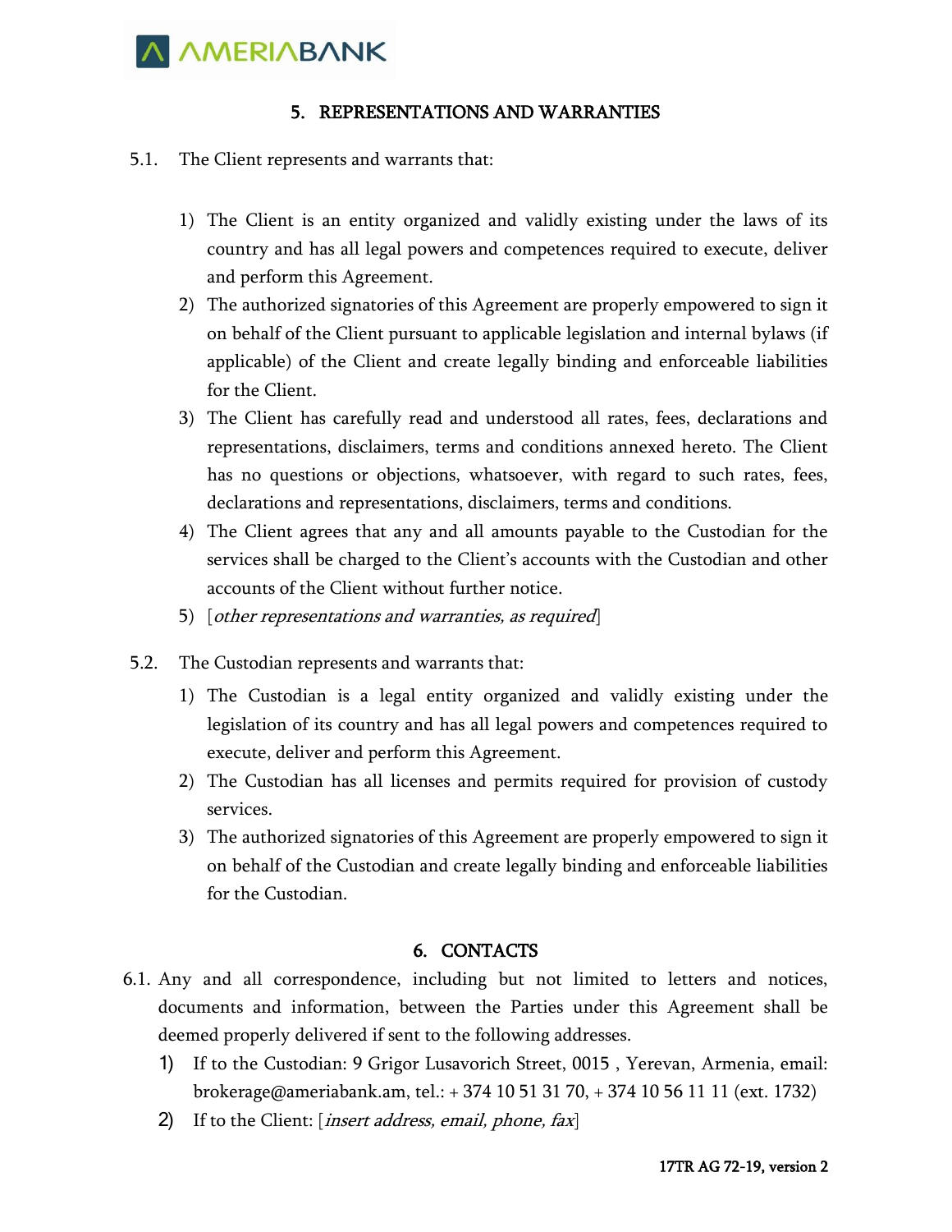## 5. REPRESENTATIONS AND WARRANTIES

5.1. The Client represents and warrants that:

1) The Client is an entity organized and validly existing under the laws of its country and has all legal powers and competences required to execute, deliver and perform this Agreement.
2) The authorized signatories of this Agreement are properly empowered to sign it on behalf of the Client pursuant to applicable legislation and internal bylaws (if applicable) of the Client and create legally binding and enforceable liabilities for the Client.
3) The Client has carefully read and understood all rates, fees, declarations and representations, disclaimers, terms and conditions annexed hereto. The Client has no questions or objections, whatsoever, with regard to such rates, fees, declarations and representations, disclaimers, terms and conditions.
4) The Client agrees that any and all amounts payable to the Custodian for the services shall be charged to the Client's accounts with the Custodian and other accounts of the Client without further notice.
5) [*other representations and warranties, as required*]

5.2. The Custodian represents and warrants that:

1) The Custodian is a legal entity organized and validly existing under the legislation of its country and has all legal powers and competences required to execute, deliver and perform this Agreement.
2) The Custodian has all licenses and permits required for provision of custody services.
3) The authorized signatories of this Agreement are properly empowered to sign it on behalf of the Custodian and create legally binding and enforceable liabilities for the Custodian.

## 6. CONTACTS

6.1. Any and all correspondence, including but not limited to letters and notices, documents and information, between the Parties under this Agreement shall be deemed properly delivered if sent to the following addresses.

1) If to the Custodian: 9 Grigor Lusavorich Street, 0015 , Yerevan, Armenia, email: brokerage@ameriabank.am, tel.: + 374 10 51 31 70, + 374 10 56 11 11 (ext. 1732)
2) If to the Client: [*insert address, email, phone, fax*]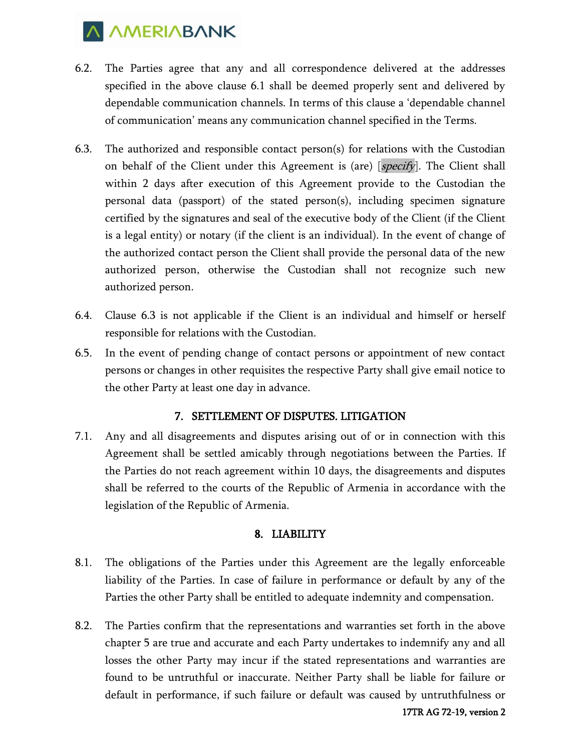6.2. The Parties agree that any and all correspondence delivered at the addresses specified in the above clause 6.1 shall be deemed properly sent and delivered by dependable communication channels. In terms of this clause a 'dependable channel of communication' means any communication channel specified in the Terms.

6.3. The authorized and responsible contact person(s) for relations with the Custodian on behalf of the Client under this Agreement is (are) [*specify*]. The Client shall within 2 days after execution of this Agreement provide to the Custodian the personal data (passport) of the stated person(s), including specimen signature certified by the signatures and seal of the executive body of the Client (if the Client is a legal entity) or notary (if the client is an individual). In the event of change of the authorized contact person the Client shall provide the personal data of the new authorized person, otherwise the Custodian shall not recognize such new authorized person.

6.4. Clause 6.3 is not applicable if the Client is an individual and himself or herself responsible for relations with the Custodian.

6.5. In the event of pending change of contact persons or appointment of new contact persons or changes in other requisites the respective Party shall give email notice to the other Party at least one day in advance.

## 7. SETTLEMENT OF DISPUTES. LITIGATION

7.1. Any and all disagreements and disputes arising out of or in connection with this Agreement shall be settled amicably through negotiations between the Parties. If the Parties do not reach agreement within 10 days, the disagreements and disputes shall be referred to the courts of the Republic of Armenia in accordance with the legislation of the Republic of Armenia.

## 8. LIABILITY

8.1. The obligations of the Parties under this Agreement are the legally enforceable liability of the Parties. In case of failure in performance or default by any of the Parties the other Party shall be entitled to adequate indemnity and compensation.

8.2. The Parties confirm that the representations and warranties set forth in the above chapter 5 are true and accurate and each Party undertakes to indemnify any and all losses the other Party may incur if the stated representations and warranties are found to be untruthful or inaccurate. Neither Party shall be liable for failure or default in performance, if such failure or default was caused by untruthfulness or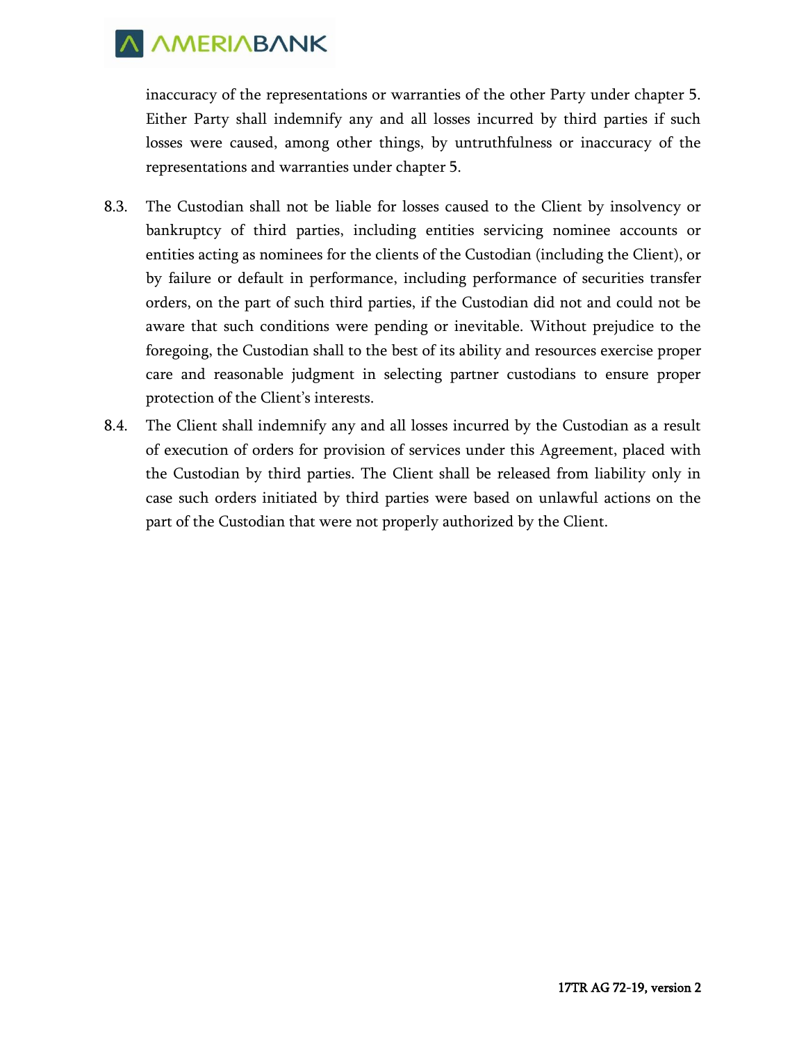inaccuracy of the representations or warranties of the other Party under chapter 5. Either Party shall indemnify any and all losses incurred by third parties if such losses were caused, among other things, by untruthfulness or inaccuracy of the representations and warranties under chapter 5.

8.3. The Custodian shall not be liable for losses caused to the Client by insolvency or bankruptcy of third parties, including entities servicing nominee accounts or entities acting as nominees for the clients of the Custodian (including the Client), or by failure or default in performance, including performance of securities transfer orders, on the part of such third parties, if the Custodian did not and could not be aware that such conditions were pending or inevitable. Without prejudice to the foregoing, the Custodian shall to the best of its ability and resources exercise proper care and reasonable judgment in selecting partner custodians to ensure proper protection of the Client's interests.

8.4. The Client shall indemnify any and all losses incurred by the Custodian as a result of execution of orders for provision of services under this Agreement, placed with the Custodian by third parties. The Client shall be released from liability only in case such orders initiated by third parties were based on unlawful actions on the part of the Custodian that were not properly authorized by the Client.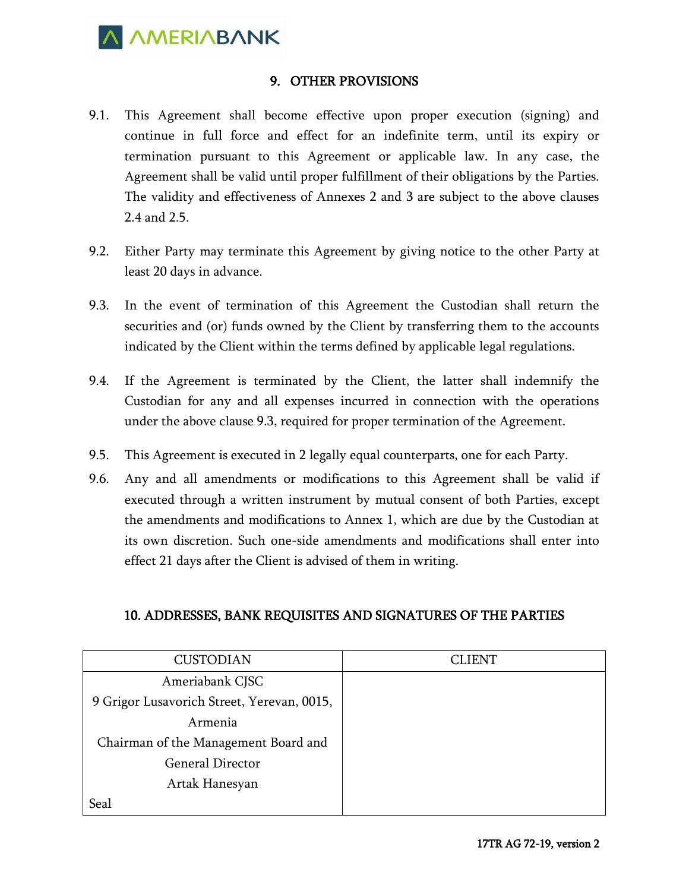## 9. OTHER PROVISIONS

9.1. This Agreement shall become effective upon proper execution (signing) and continue in full force and effect for an indefinite term, until its expiry or termination pursuant to this Agreement or applicable law. In any case, the Agreement shall be valid until proper fulfillment of their obligations by the Parties. The validity and effectiveness of Annexes 2 and 3 are subject to the above clauses 2.4 and 2.5.

9.2. Either Party may terminate this Agreement by giving notice to the other Party at least 20 days in advance.

9.3. In the event of termination of this Agreement the Custodian shall return the securities and (or) funds owned by the Client by transferring them to the accounts indicated by the Client within the terms defined by applicable legal regulations.

9.4. If the Agreement is terminated by the Client, the latter shall indemnify the Custodian for any and all expenses incurred in connection with the operations under the above clause 9.3, required for proper termination of the Agreement.

9.5. This Agreement is executed in 2 legally equal counterparts, one for each Party.

9.6. Any and all amendments or modifications to this Agreement shall be valid if executed through a written instrument by mutual consent of both Parties, except the amendments and modifications to Annex 1, which are due by the Custodian at its own discretion. Such one-side amendments and modifications shall enter into effect 21 days after the Client is advised of them in writing.

## 10. ADDRESSES, BANK REQUISITES AND SIGNATURES OF THE PARTIES

| CUSTODIAN | CLIENT |
|---|---|
| Ameriabank CJSC<br>9 Grigor Lusavorich Street, Yerevan, 0015, Armenia<br>Chairman of the Management Board and General Director<br>Artak Hanesyan<br>Seal | |

17TR AG 72-19, version 2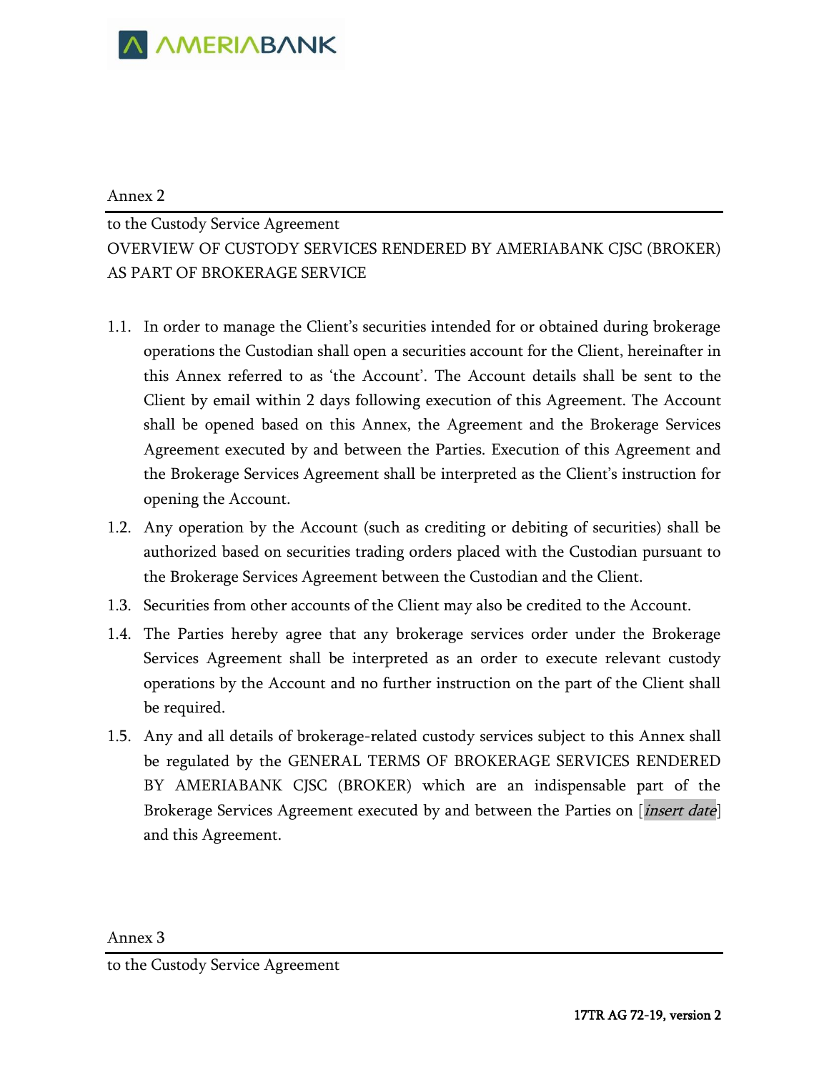Annex 2

to the Custody Service Agreement
OVERVIEW OF CUSTODY SERVICES RENDERED BY AMERIABANK CJSC (BROKER) AS PART OF BROKERAGE SERVICE

1.1. In order to manage the Client's securities intended for or obtained during brokerage operations the Custodian shall open a securities account for the Client, hereinafter in this Annex referred to as 'the Account'. The Account details shall be sent to the Client by email within 2 days following execution of this Agreement. The Account shall be opened based on this Annex, the Agreement and the Brokerage Services Agreement executed by and between the Parties. Execution of this Agreement and the Brokerage Services Agreement shall be interpreted as the Client's instruction for opening the Account.

1.2. Any operation by the Account (such as crediting or debiting of securities) shall be authorized based on securities trading orders placed with the Custodian pursuant to the Brokerage Services Agreement between the Custodian and the Client.

1.3. Securities from other accounts of the Client may also be credited to the Account.

1.4. The Parties hereby agree that any brokerage services order under the Brokerage Services Agreement shall be interpreted as an order to execute relevant custody operations by the Account and no further instruction on the part of the Client shall be required.

1.5. Any and all details of brokerage-related custody services subject to this Annex shall be regulated by the GENERAL TERMS OF BROKERAGE SERVICES RENDERED BY AMERIABANK CJSC (BROKER) which are an indispensable part of the Brokerage Services Agreement executed by and between the Parties on [*insert date*] and this Agreement.

Annex 3

to the Custody Service Agreement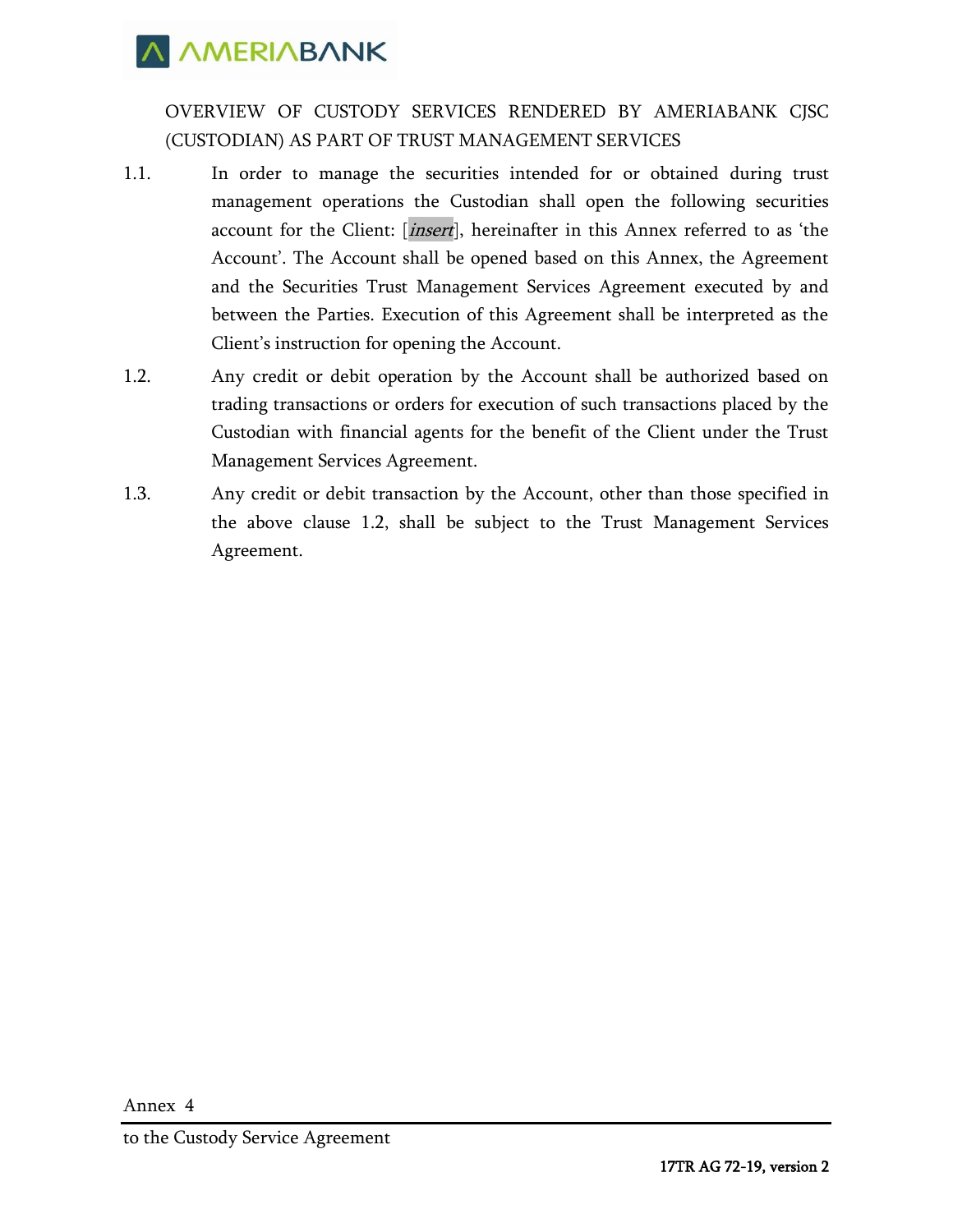OVERVIEW OF CUSTODY SERVICES RENDERED BY AMERIABANK CJSC (CUSTODIAN) AS PART OF TRUST MANAGEMENT SERVICES

1.1. In order to manage the securities intended for or obtained during trust management operations the Custodian shall open the following securities account for the Client: [*insert*], hereinafter in this Annex referred to as 'the Account'. The Account shall be opened based on this Annex, the Agreement and the Securities Trust Management Services Agreement executed by and between the Parties. Execution of this Agreement shall be interpreted as the Client's instruction for opening the Account.

1.2. Any credit or debit operation by the Account shall be authorized based on trading transactions or orders for execution of such transactions placed by the Custodian with financial agents for the benefit of the Client under the Trust Management Services Agreement.

1.3. Any credit or debit transaction by the Account, other than those specified in the above clause 1.2, shall be subject to the Trust Management Services Agreement.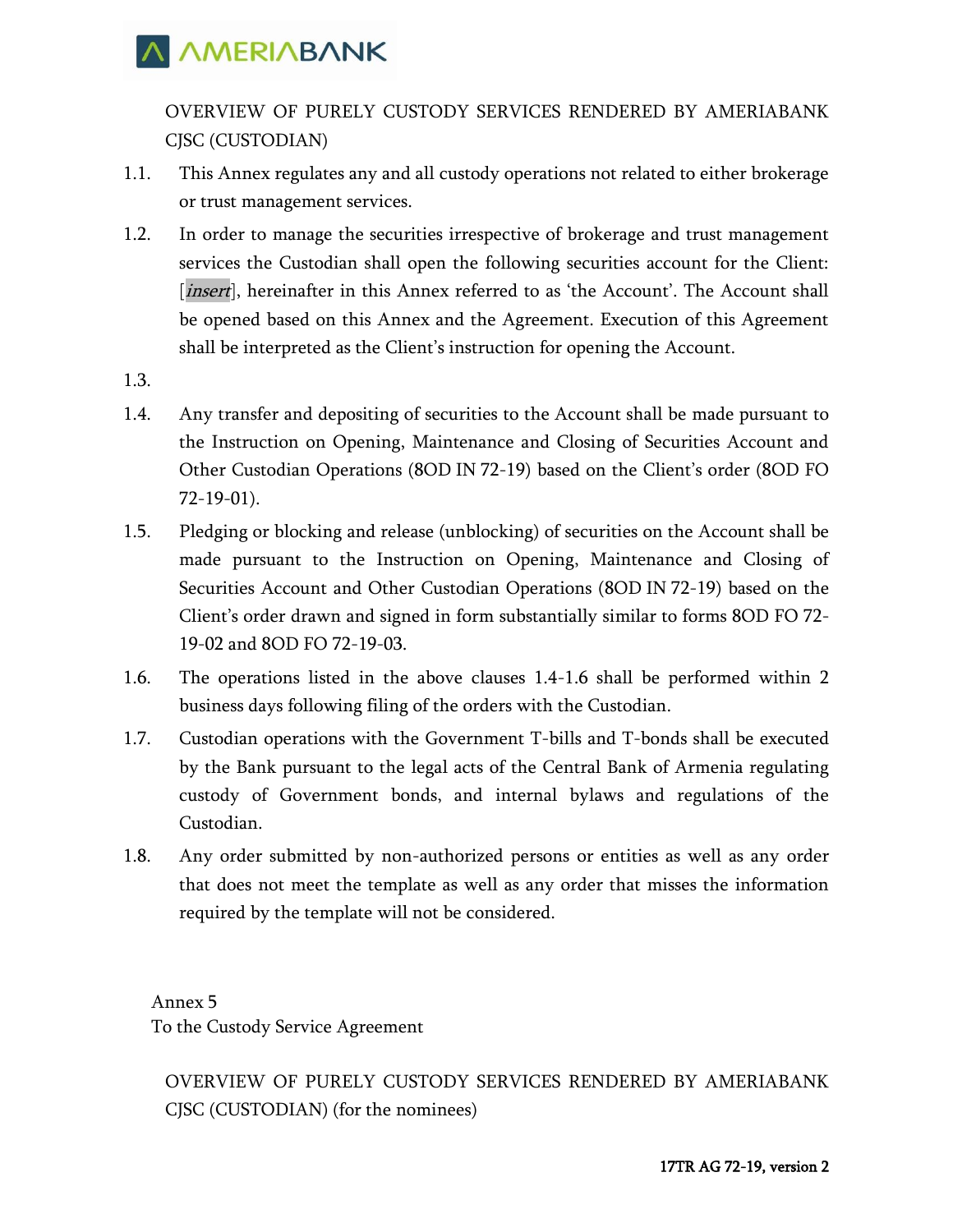OVERVIEW OF PURELY CUSTODY SERVICES RENDERED BY AMERIABANK CJSC (CUSTODIAN)

1.1. This Annex regulates any and all custody operations not related to either brokerage or trust management services.

1.2. In order to manage the securities irrespective of brokerage and trust management services the Custodian shall open the following securities account for the Client: [*insert*], hereinafter in this Annex referred to as 'the Account'. The Account shall be opened based on this Annex and the Agreement. Execution of this Agreement shall be interpreted as the Client's instruction for opening the Account.

1.3.

1.4. Any transfer and depositing of securities to the Account shall be made pursuant to the Instruction on Opening, Maintenance and Closing of Securities Account and Other Custodian Operations (8OD IN 72-19) based on the Client's order (8OD FO 72-19-01).

1.5. Pledging or blocking and release (unblocking) of securities on the Account shall be made pursuant to the Instruction on Opening, Maintenance and Closing of Securities Account and Other Custodian Operations (8OD IN 72-19) based on the Client's order drawn and signed in form substantially similar to forms 8OD FO 72-19-02 and 8OD FO 72-19-03.

1.6. The operations listed in the above clauses 1.4-1.6 shall be performed within 2 business days following filing of the orders with the Custodian.

1.7. Custodian operations with the Government T-bills and T-bonds shall be executed by the Bank pursuant to the legal acts of the Central Bank of Armenia regulating custody of Government bonds, and internal bylaws and regulations of the Custodian.

1.8. Any order submitted by non-authorized persons or entities as well as any order that does not meet the template as well as any order that misses the information required by the template will not be considered.

Annex 5
To the Custody Service Agreement

OVERVIEW OF PURELY CUSTODY SERVICES RENDERED BY AMERIABANK CJSC (CUSTODIAN) (for the nominees)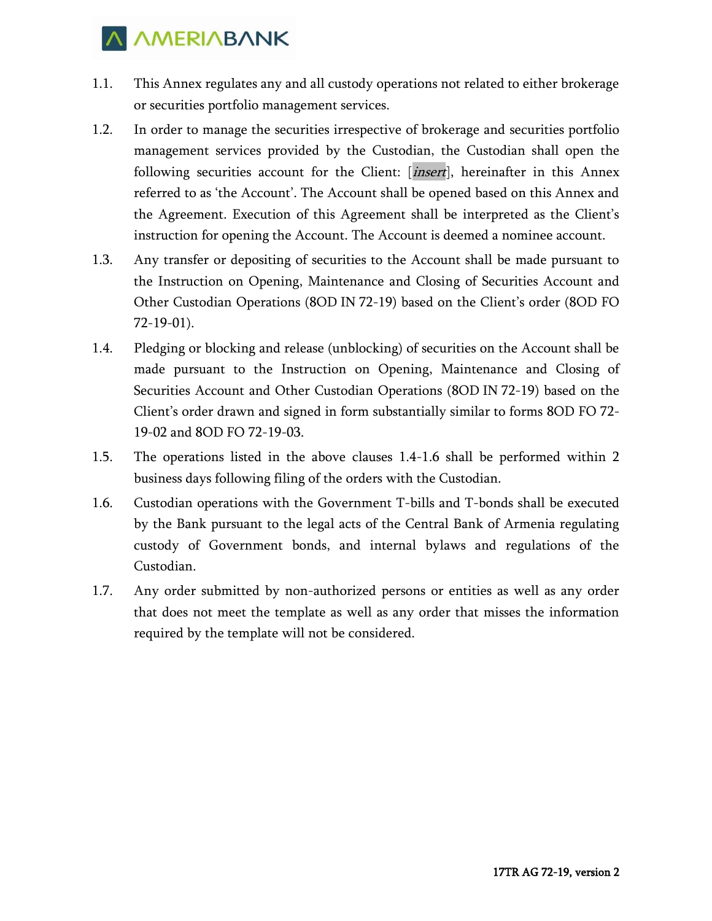1.1. This Annex regulates any and all custody operations not related to either brokerage or securities portfolio management services.

1.2. In order to manage the securities irrespective of brokerage and securities portfolio management services provided by the Custodian, the Custodian shall open the following securities account for the Client: [*insert*], hereinafter in this Annex referred to as 'the Account'. The Account shall be opened based on this Annex and the Agreement. Execution of this Agreement shall be interpreted as the Client's instruction for opening the Account. The Account is deemed a nominee account.

1.3. Any transfer or depositing of securities to the Account shall be made pursuant to the Instruction on Opening, Maintenance and Closing of Securities Account and Other Custodian Operations (8OD IN 72-19) based on the Client's order (8OD FO 72-19-01).

1.4. Pledging or blocking and release (unblocking) of securities on the Account shall be made pursuant to the Instruction on Opening, Maintenance and Closing of Securities Account and Other Custodian Operations (8OD IN 72-19) based on the Client's order drawn and signed in form substantially similar to forms 8OD FO 72-19-02 and 8OD FO 72-19-03.

1.5. The operations listed in the above clauses 1.4-1.6 shall be performed within 2 business days following filing of the orders with the Custodian.

1.6. Custodian operations with the Government T-bills and T-bonds shall be executed by the Bank pursuant to the legal acts of the Central Bank of Armenia regulating custody of Government bonds, and internal bylaws and regulations of the Custodian.

1.7. Any order submitted by non-authorized persons or entities as well as any order that does not meet the template as well as any order that misses the information required by the template will not be considered.

**17TR AG 72-19, version 2**